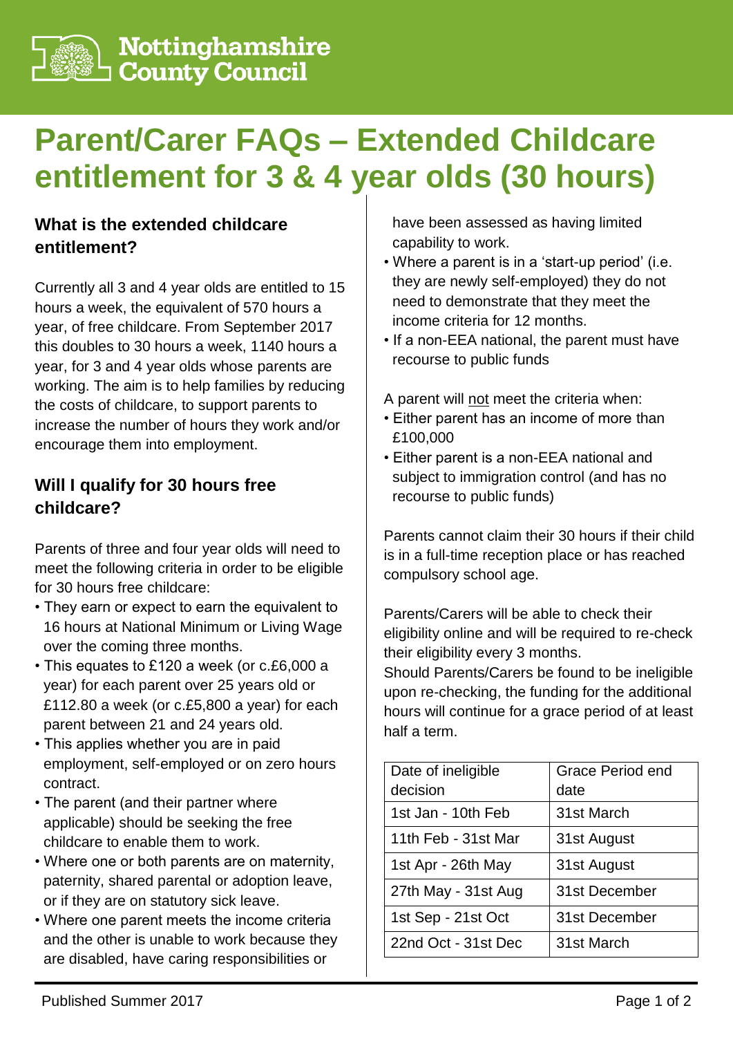Nottinghamshire County Council

# Parent/Carer FAQs – Extended Childcare entitlement for 3 & 4 year olds (30 hours)

## What is the extended childcare entitlement?

Currently all 3 and 4 year olds are entitled to 15 hours a week, the equivalent of 570 hours a year, of free childcare. From September 2017 this doubles to 30 hours a week, 1140 hours a year, for 3 and 4 year olds whose parents are working. The aim is to help families by reducing the costs of childcare, to support parents to increase the number of hours they work and/or encourage them into employment.

## Will I qualify for 30 hours free childcare?

Parents of three and four year olds will need to meet the following criteria in order to be eligible for 30 hours free childcare:

- They earn or expect to earn the equivalent to 16 hours at National Minimum or Living Wage over the coming three months.
- This equates to £120 a week (or c.£6,000 a year) for each parent over 25 years old or £112.80 a week (or c.£5,800 a year) for each parent between 21 and 24 years old.
- This applies whether you are in paid employment, self-employed or on zero hours contract.
- The parent (and their partner where applicable) should be seeking the free childcare to enable them to work.
- Where one or both parents are on maternity, paternity, shared parental or adoption leave, or if they are on statutory sick leave.
- Where one parent meets the income criteria and the other is unable to work because they are disabled, have caring responsibilities or have been assessed as having limited capability to work.
- Where a parent is in a 'start-up period' (i.e. they are newly self-employed) they do not need to demonstrate that they meet the income criteria for 12 months.
- If a non-EEA national, the parent must have recourse to public funds

A parent will not meet the criteria when:

- Either parent has an income of more than £100,000
- Either parent is a non-EEA national and subject to immigration control (and has no recourse to public funds)

Parents cannot claim their 30 hours if their child is in a full-time reception place or has reached compulsory school age.

Parents/Carers will be able to check their eligibility online and will be required to re-check their eligibility every 3 months.

Should Parents/Carers be found to be ineligible upon re-checking, the funding for the additional hours will continue for a grace period of at least half a term.

| Date of ineligible decision | Grace Period end date |
|---|---|
| 1st Jan - 10th Feb | 31st March |
| 11th Feb - 31st Mar | 31st August |
| 1st Apr - 26th May | 31st August |
| 27th May - 31st Aug | 31st December |
| 1st Sep - 21st Oct | 31st December |
| 22nd Oct - 31st Dec | 31st March |

Published Summer 2017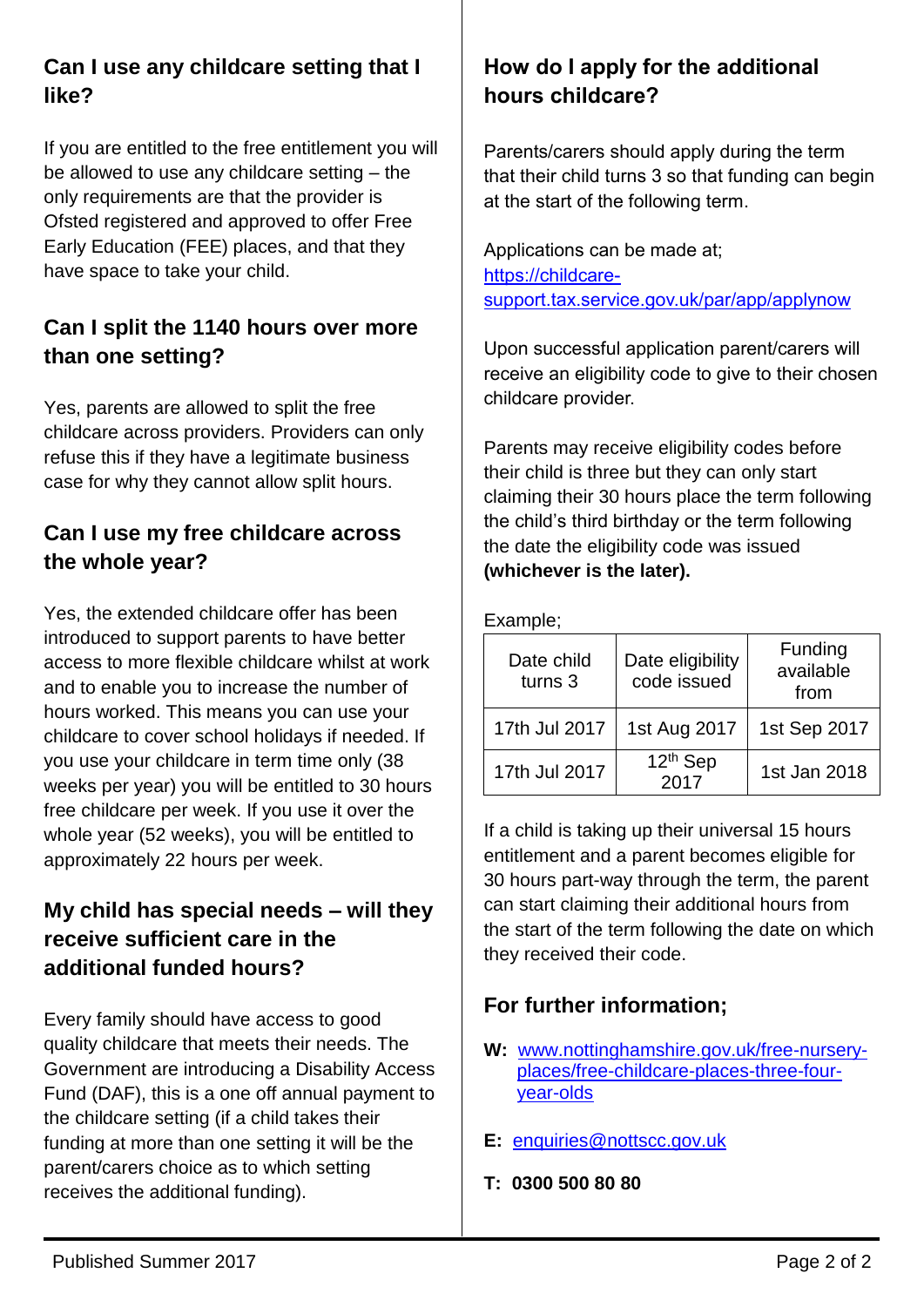## Can I use any childcare setting that I like?

If you are entitled to the free entitlement you will be allowed to use any childcare setting – the only requirements are that the provider is Ofsted registered and approved to offer Free Early Education (FEE) places, and that they have space to take your child.

## Can I split the 1140 hours over more than one setting?

Yes, parents are allowed to split the free childcare across providers. Providers can only refuse this if they have a legitimate business case for why they cannot allow split hours.

## Can I use my free childcare across the whole year?

Yes, the extended childcare offer has been introduced to support parents to have better access to more flexible childcare whilst at work and to enable you to increase the number of hours worked. This means you can use your childcare to cover school holidays if needed. If you use your childcare in term time only (38 weeks per year) you will be entitled to 30 hours free childcare per week. If you use it over the whole year (52 weeks), you will be entitled to approximately 22 hours per week.

## My child has special needs – will they receive sufficient care in the additional funded hours?

Every family should have access to good quality childcare that meets their needs. The Government are introducing a Disability Access Fund (DAF), this is a one off annual payment to the childcare setting (if a child takes their funding at more than one setting it will be the parent/carers choice as to which setting receives the additional funding).

## How do I apply for the additional hours childcare?

Parents/carers should apply during the term that their child turns 3 so that funding can begin at the start of the following term.

Applications can be made at;
https://childcare-support.tax.service.gov.uk/par/app/applynow

Upon successful application parent/carers will receive an eligibility code to give to their chosen childcare provider.

Parents may receive eligibility codes before their child is three but they can only start claiming their 30 hours place the term following the child's third birthday or the term following the date the eligibility code was issued **(whichever is the later).**

Example;

| Date child turns 3 | Date eligibility code issued | Funding available from |
|---|---|---|
| 17th Jul 2017 | 1st Aug 2017 | 1st Sep 2017 |
| 17th Jul 2017 | 12th Sep 2017 | 1st Jan 2018 |

If a child is taking up their universal 15 hours entitlement and a parent becomes eligible for 30 hours part-way through the term, the parent can start claiming their additional hours from the start of the term following the date on which they received their code.

## For further information;

**W:** www.nottinghamshire.gov.uk/free-nursery-places/free-childcare-places-three-four-year-olds

**E:** enquiries@nottscc.gov.uk

**T: 0300 500 80 80**

Published Summer 2017